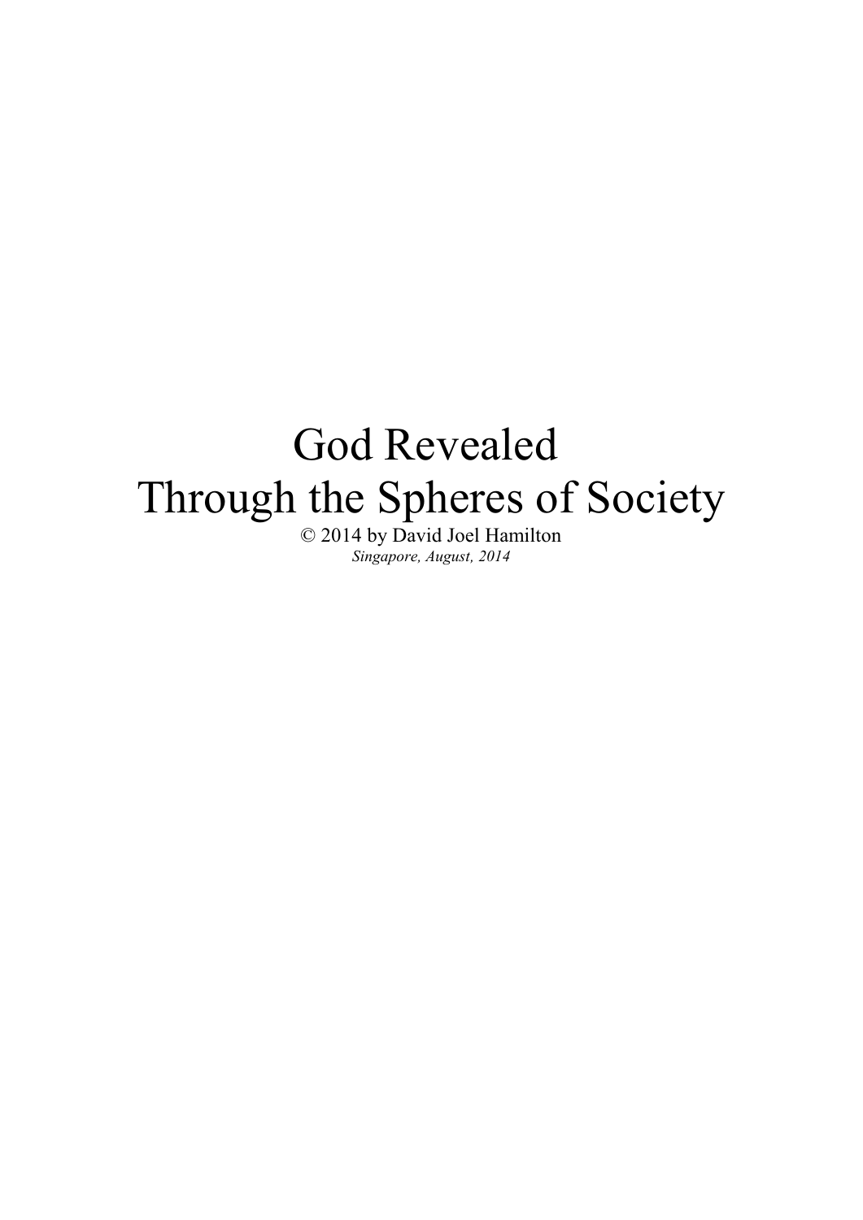# God Revealed
# Through the Spheres of Society

© 2014 by David Joel Hamilton

*Singapore, August, 2014*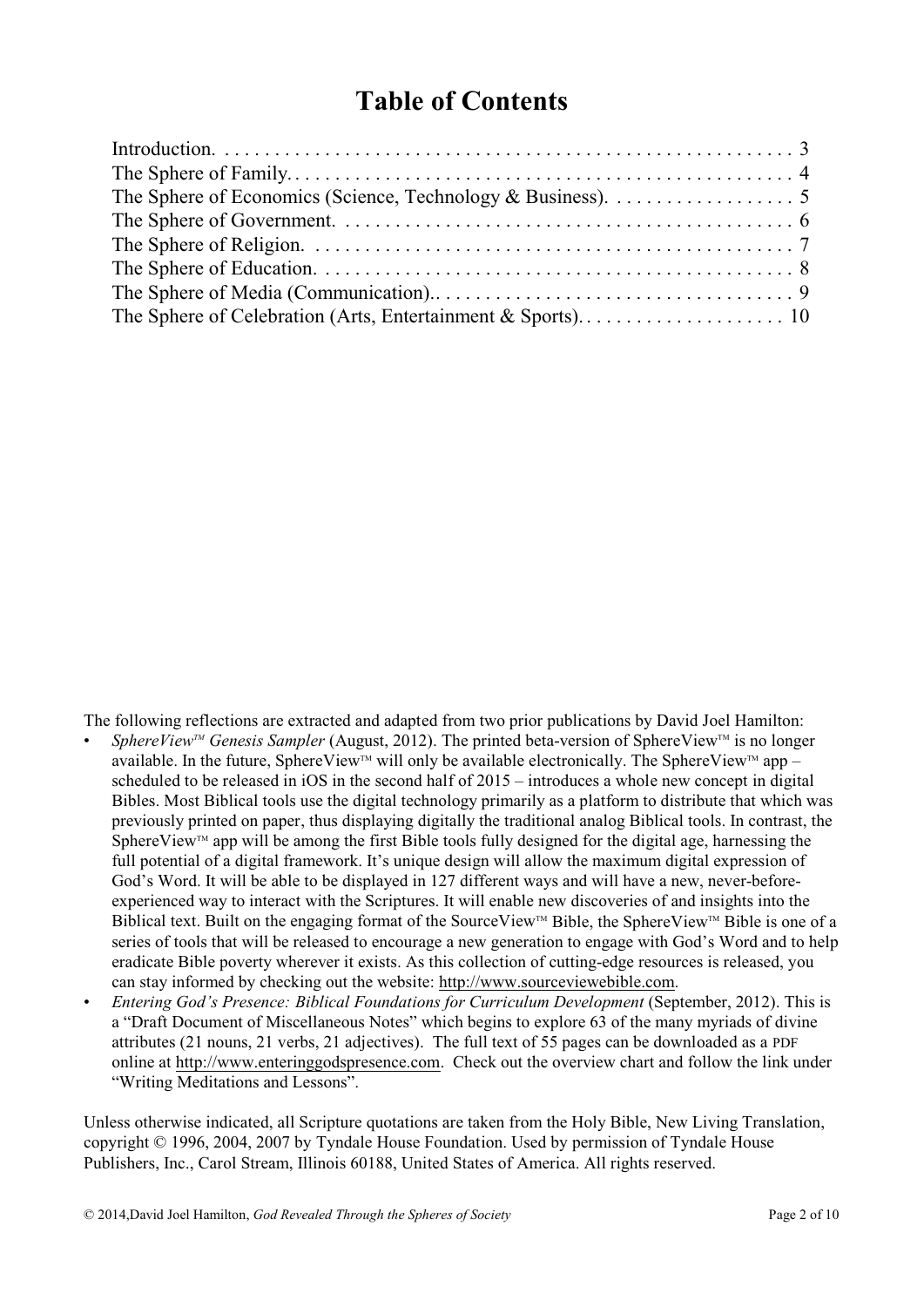# Table of Contents

Introduction. . . . . . . . . . . . . . . . . . . . . . . . . . . . . . . . . . . . . . . . . . . . . . . . . . . . . . . . . 3
The Sphere of Family. . . . . . . . . . . . . . . . . . . . . . . . . . . . . . . . . . . . . . . . . . . . . . . . . . . 4
The Sphere of Economics (Science, Technology & Business). . . . . . . . . . . . . . . . . . . 5
The Sphere of Government. . . . . . . . . . . . . . . . . . . . . . . . . . . . . . . . . . . . . . . . . . . . . 6
The Sphere of Religion. . . . . . . . . . . . . . . . . . . . . . . . . . . . . . . . . . . . . . . . . . . . . . . . 7
The Sphere of Education. . . . . . . . . . . . . . . . . . . . . . . . . . . . . . . . . . . . . . . . . . . . . . . 8
The Sphere of Media (Communication).. . . . . . . . . . . . . . . . . . . . . . . . . . . . . . . . . . . 9
The Sphere of Celebration (Arts, Entertainment & Sports). . . . . . . . . . . . . . . . . . . . . 10

The following reflections are extracted and adapted from two prior publications by David Joel Hamilton:

- *SphereView™ Genesis Sampler* (August, 2012). The printed beta-version of SphereView™ is no longer available. In the future, SphereView™ will only be available electronically. The SphereView™ app – scheduled to be released in iOS in the second half of 2015 – introduces a whole new concept in digital Bibles. Most Biblical tools use the digital technology primarily as a platform to distribute that which was previously printed on paper, thus displaying digitally the traditional analog Biblical tools. In contrast, the SphereView™ app will be among the first Bible tools fully designed for the digital age, harnessing the full potential of a digital framework. It's unique design will allow the maximum digital expression of God's Word. It will be able to be displayed in 127 different ways and will have a new, never-before-experienced way to interact with the Scriptures. It will enable new discoveries of and insights into the Biblical text. Built on the engaging format of the SourceView™ Bible, the SphereView™ Bible is one of a series of tools that will be released to encourage a new generation to engage with God's Word and to help eradicate Bible poverty wherever it exists. As this collection of cutting-edge resources is released, you can stay informed by checking out the website: http://www.sourceviewebible.com.
- *Entering God's Presence: Biblical Foundations for Curriculum Development* (September, 2012). This is a "Draft Document of Miscellaneous Notes" which begins to explore 63 of the many myriads of divine attributes (21 nouns, 21 verbs, 21 adjectives). The full text of 55 pages can be downloaded as a PDF online at http://www.enteringgodspresence.com. Check out the overview chart and follow the link under "Writing Meditations and Lessons".

Unless otherwise indicated, all Scripture quotations are taken from the Holy Bible, New Living Translation, copyright © 1996, 2004, 2007 by Tyndale House Foundation. Used by permission of Tyndale House Publishers, Inc., Carol Stream, Illinois 60188, United States of America. All rights reserved.

© 2014,David Joel Hamilton, *God Revealed Through the Spheres of Society*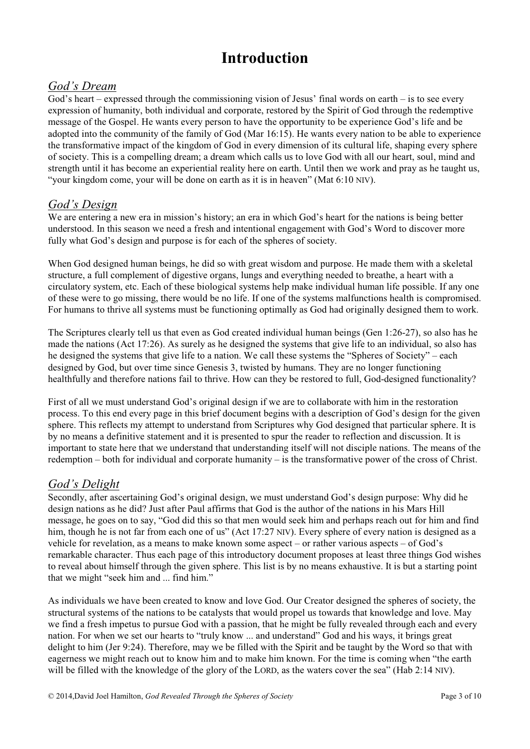# Introduction

## *God's Dream*

God's heart – expressed through the commissioning vision of Jesus' final words on earth – is to see every expression of humanity, both individual and corporate, restored by the Spirit of God through the redemptive message of the Gospel. He wants every person to have the opportunity to be experience God's life and be adopted into the community of the family of God (Mar 16:15). He wants every nation to be able to experience the transformative impact of the kingdom of God in every dimension of its cultural life, shaping every sphere of society. This is a compelling dream; a dream which calls us to love God with all our heart, soul, mind and strength until it has become an experiential reality here on earth. Until then we work and pray as he taught us, "your kingdom come, your will be done on earth as it is in heaven" (Mat 6:10 NIV).

## *God's Design*

We are entering a new era in mission's history; an era in which God's heart for the nations is being better understood. In this season we need a fresh and intentional engagement with God's Word to discover more fully what God's design and purpose is for each of the spheres of society.

When God designed human beings, he did so with great wisdom and purpose. He made them with a skeletal structure, a full complement of digestive organs, lungs and everything needed to breathe, a heart with a circulatory system, etc. Each of these biological systems help make individual human life possible. If any one of these were to go missing, there would be no life. If one of the systems malfunctions health is compromised. For humans to thrive all systems must be functioning optimally as God had originally designed them to work.

The Scriptures clearly tell us that even as God created individual human beings (Gen 1:26-27), so also has he made the nations (Act 17:26). As surely as he designed the systems that give life to an individual, so also has he designed the systems that give life to a nation. We call these systems the "Spheres of Society" – each designed by God, but over time since Genesis 3, twisted by humans. They are no longer functioning healthfully and therefore nations fail to thrive. How can they be restored to full, God-designed functionality?

First of all we must understand God's original design if we are to collaborate with him in the restoration process. To this end every page in this brief document begins with a description of God's design for the given sphere. This reflects my attempt to understand from Scriptures why God designed that particular sphere. It is by no means a definitive statement and it is presented to spur the reader to reflection and discussion. It is important to state here that we understand that understanding itself will not disciple nations. The means of the redemption – both for individual and corporate humanity – is the transformative power of the cross of Christ.

## *God's Delight*

Secondly, after ascertaining God's original design, we must understand God's design purpose: Why did he design nations as he did? Just after Paul affirms that God is the author of the nations in his Mars Hill message, he goes on to say, "God did this so that men would seek him and perhaps reach out for him and find him, though he is not far from each one of us" (Act 17:27 NIV). Every sphere of every nation is designed as a vehicle for revelation, as a means to make known some aspect – or rather various aspects – of God's remarkable character. Thus each page of this introductory document proposes at least three things God wishes to reveal about himself through the given sphere. This list is by no means exhaustive. It is but a starting point that we might "seek him and ... find him."

As individuals we have been created to know and love God. Our Creator designed the spheres of society, the structural systems of the nations to be catalysts that would propel us towards that knowledge and love. May we find a fresh impetus to pursue God with a passion, that he might be fully revealed through each and every nation. For when we set our hearts to "truly know ... and understand" God and his ways, it brings great delight to him (Jer 9:24). Therefore, may we be filled with the Spirit and be taught by the Word so that with eagerness we might reach out to know him and to make him known. For the time is coming when "the earth will be filled with the knowledge of the glory of the LORD, as the waters cover the sea" (Hab 2:14 NIV).

© 2014, David Joel Hamilton, *God Revealed Through the Spheres of Society*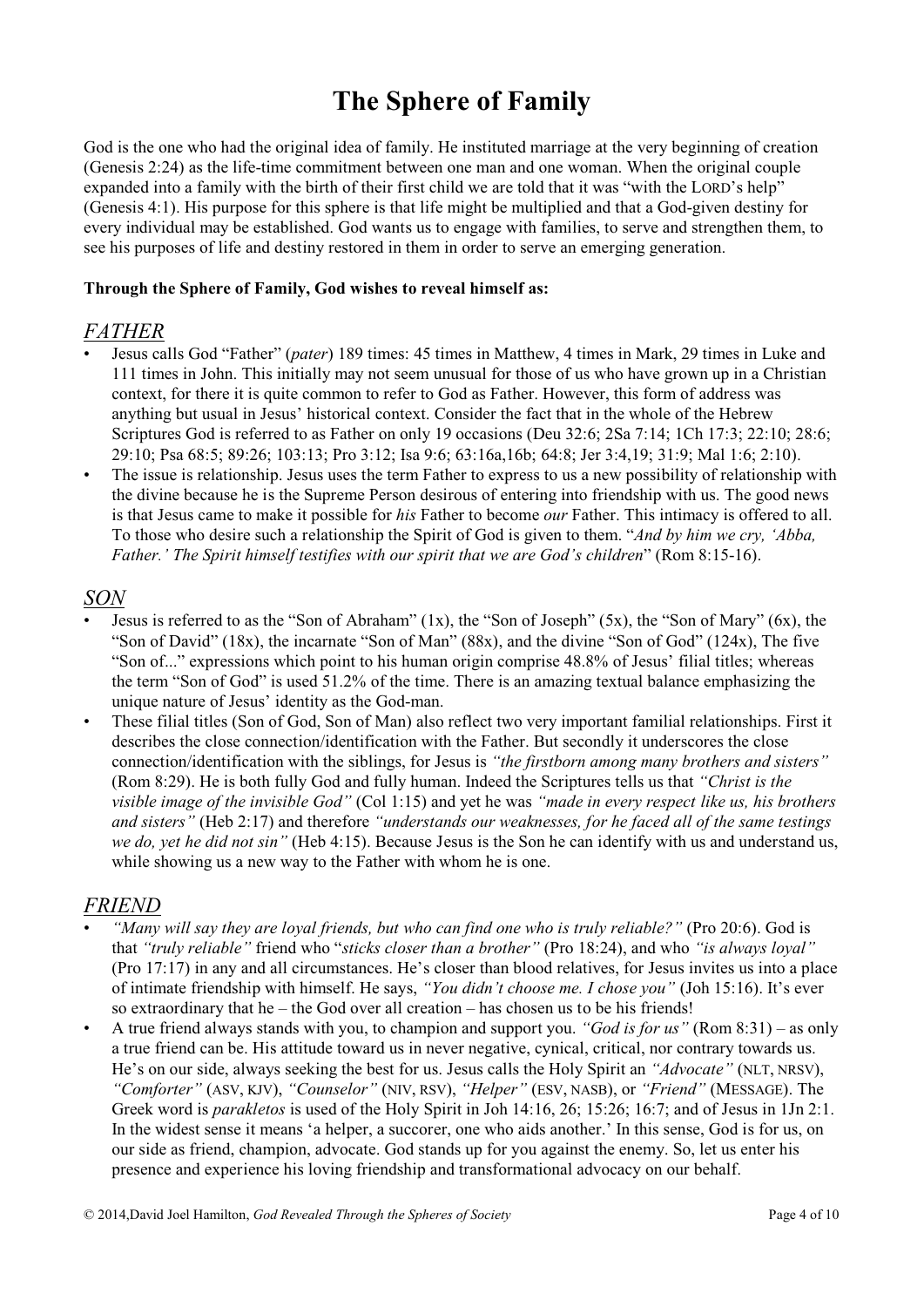# The Sphere of Family

God is the one who had the original idea of family. He instituted marriage at the very beginning of creation (Genesis 2:24) as the life-time commitment between one man and one woman. When the original couple expanded into a family with the birth of their first child we are told that it was "with the LORD's help" (Genesis 4:1). His purpose for this sphere is that life might be multiplied and that a God-given destiny for every individual may be established. God wants us to engage with families, to serve and strengthen them, to see his purposes of life and destiny restored in them in order to serve an emerging generation.

**Through the Sphere of Family, God wishes to reveal himself as:**

## *FATHER*

- Jesus calls God "Father" (*pater*) 189 times: 45 times in Matthew, 4 times in Mark, 29 times in Luke and 111 times in John. This initially may not seem unusual for those of us who have grown up in a Christian context, for there it is quite common to refer to God as Father. However, this form of address was anything but usual in Jesus' historical context. Consider the fact that in the whole of the Hebrew Scriptures God is referred to as Father on only 19 occasions (Deu 32:6; 2Sa 7:14; 1Ch 17:3; 22:10; 28:6; 29:10; Psa 68:5; 89:26; 103:13; Pro 3:12; Isa 9:6; 63:16a,16b; 64:8; Jer 3:4,19; 31:9; Mal 1:6; 2:10).
- The issue is relationship. Jesus uses the term Father to express to us a new possibility of relationship with the divine because he is the Supreme Person desirous of entering into friendship with us. The good news is that Jesus came to make it possible for *his* Father to become *our* Father. This intimacy is offered to all. To those who desire such a relationship the Spirit of God is given to them. "*And by him we cry, 'Abba, Father.' The Spirit himself testifies with our spirit that we are God's children*" (Rom 8:15-16).

## *SON*

- Jesus is referred to as the "Son of Abraham" (1x), the "Son of Joseph" (5x), the "Son of Mary" (6x), the "Son of David" (18x), the incarnate "Son of Man" (88x), and the divine "Son of God" (124x), The five "Son of..." expressions which point to his human origin comprise 48.8% of Jesus' filial titles; whereas the term "Son of God" is used 51.2% of the time. There is an amazing textual balance emphasizing the unique nature of Jesus' identity as the God-man.
- These filial titles (Son of God, Son of Man) also reflect two very important familial relationships. First it describes the close connection/identification with the Father. But secondly it underscores the close connection/identification with the siblings, for Jesus is *"the firstborn among many brothers and sisters"* (Rom 8:29). He is both fully God and fully human. Indeed the Scriptures tells us that *"Christ is the visible image of the invisible God"* (Col 1:15) and yet he was *"made in every respect like us, his brothers and sisters"* (Heb 2:17) and therefore *"understands our weaknesses, for he faced all of the same testings we do, yet he did not sin"* (Heb 4:15). Because Jesus is the Son he can identify with us and understand us, while showing us a new way to the Father with whom he is one.

## *FRIEND*

- *"Many will say they are loyal friends, but who can find one who is truly reliable?"* (Pro 20:6). God is that *"truly reliable"* friend who "*sticks closer than a brother"* (Pro 18:24), and who *"is always loyal"* (Pro 17:17) in any and all circumstances. He's closer than blood relatives, for Jesus invites us into a place of intimate friendship with himself. He says, *"You didn't choose me. I chose you"* (Joh 15:16). It's ever so extraordinary that he – the God over all creation – has chosen us to be his friends!
- A true friend always stands with you, to champion and support you. *"God is for us"* (Rom 8:31) – as only a true friend can be. His attitude toward us in never negative, cynical, critical, nor contrary towards us. He's on our side, always seeking the best for us. Jesus calls the Holy Spirit an *"Advocate"* (NLT, NRSV), *"Comforter"* (ASV, KJV), *"Counselor"* (NIV, RSV), *"Helper"* (ESV, NASB), or *"Friend"* (MESSAGE). The Greek word is *parakletos* is used of the Holy Spirit in Joh 14:16, 26; 15:26; 16:7; and of Jesus in 1Jn 2:1. In the widest sense it means 'a helper, a succorer, one who aids another.' In this sense, God is for us, on our side as friend, champion, advocate. God stands up for you against the enemy. So, let us enter his presence and experience his loving friendship and transformational advocacy on our behalf.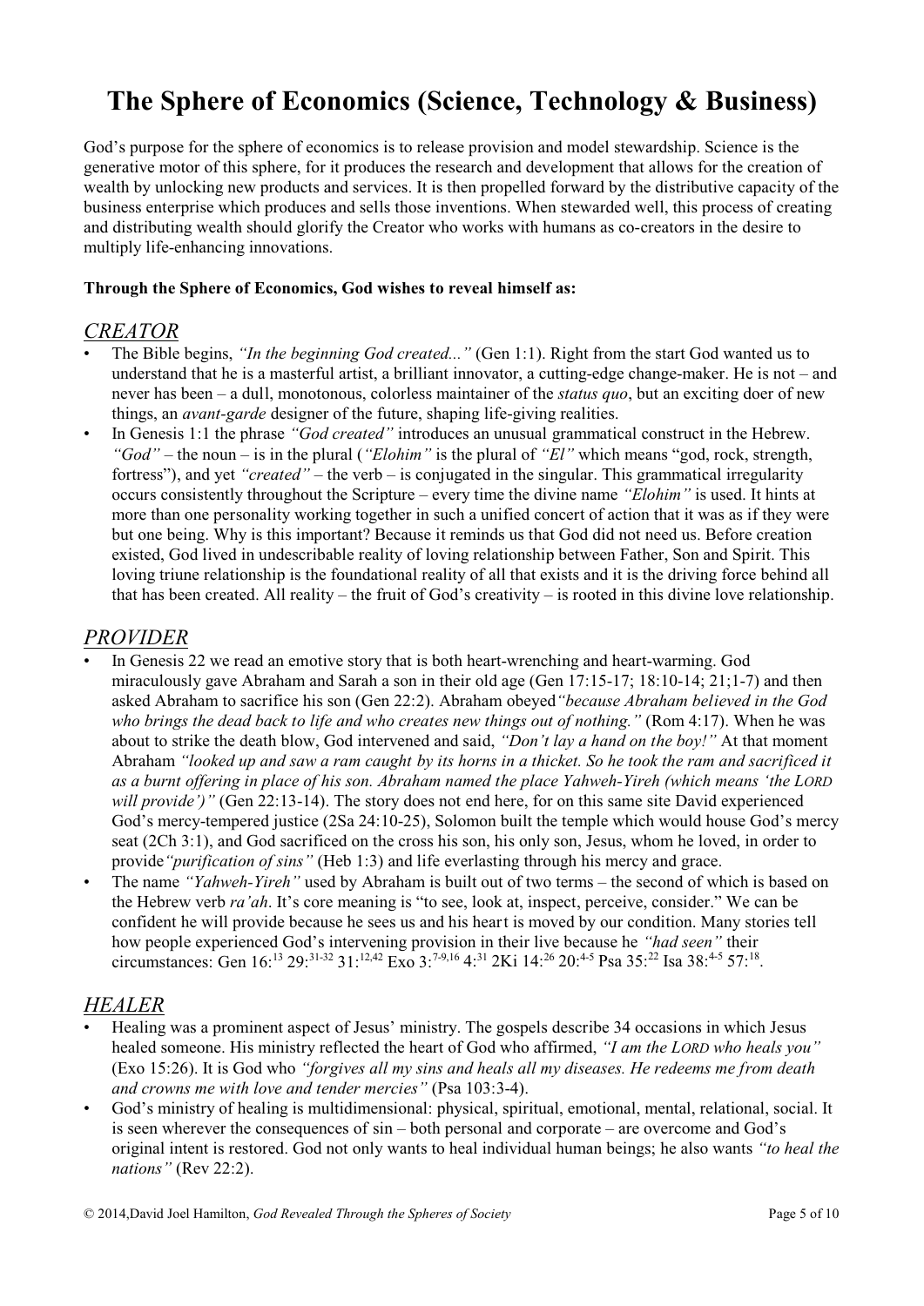# The Sphere of Economics (Science, Technology & Business)

God's purpose for the sphere of economics is to release provision and model stewardship. Science is the generative motor of this sphere, for it produces the research and development that allows for the creation of wealth by unlocking new products and services. It is then propelled forward by the distributive capacity of the business enterprise which produces and sells those inventions. When stewarded well, this process of creating and distributing wealth should glorify the Creator who works with humans as co-creators in the desire to multiply life-enhancing innovations.

**Through the Sphere of Economics, God wishes to reveal himself as:**

## *CREATOR*

- The Bible begins, *"In the beginning God created..."* (Gen 1:1). Right from the start God wanted us to understand that he is a masterful artist, a brilliant innovator, a cutting-edge change-maker. He is not – and never has been – a dull, monotonous, colorless maintainer of the *status quo*, but an exciting doer of new things, an *avant-garde* designer of the future, shaping life-giving realities.
- In Genesis 1:1 the phrase *"God created"* introduces an unusual grammatical construct in the Hebrew. *"God"* – the noun – is in the plural (*"Elohim"* is the plural of *"El"* which means "god, rock, strength, fortress"), and yet *"created"* – the verb – is conjugated in the singular. This grammatical irregularity occurs consistently throughout the Scripture – every time the divine name *"Elohim"* is used. It hints at more than one personality working together in such a unified concert of action that it was as if they were but one being. Why is this important? Because it reminds us that God did not need us. Before creation existed, God lived in undescribable reality of loving relationship between Father, Son and Spirit. This loving triune relationship is the foundational reality of all that exists and it is the driving force behind all that has been created. All reality – the fruit of God's creativity – is rooted in this divine love relationship.

## *PROVIDER*

- In Genesis 22 we read an emotive story that is both heart-wrenching and heart-warming. God miraculously gave Abraham and Sarah a son in their old age (Gen 17:15-17; 18:10-14; 21;1-7) and then asked Abraham to sacrifice his son (Gen 22:2). Abraham obeyed*"because Abraham believed in the God who brings the dead back to life and who creates new things out of nothing."* (Rom 4:17). When he was about to strike the death blow, God intervened and said, *"Don't lay a hand on the boy!"* At that moment Abraham *"looked up and saw a ram caught by its horns in a thicket. So he took the ram and sacrificed it as a burnt offering in place of his son. Abraham named the place Yahweh-Yireh (which means 'the LORD will provide')"* (Gen 22:13-14). The story does not end here, for on this same site David experienced God's mercy-tempered justice (2Sa 24:10-25), Solomon built the temple which would house God's mercy seat (2Ch 3:1), and God sacrificed on the cross his son, his only son, Jesus, whom he loved, in order to provide*"purification of sins"* (Heb 1:3) and life everlasting through his mercy and grace.
- The name *"Yahweh-Yireh"* used by Abraham is built out of two terms – the second of which is based on the Hebrew verb *ra'ah*. It's core meaning is "to see, look at, inspect, perceive, consider." We can be confident he will provide because he sees us and his heart is moved by our condition. Many stories tell how people experienced God's intervening provision in their live because he *"had seen"* their circumstances: Gen 16:[13] 29:[31-32] 31:[12,42] Exo 3:[7-9,16] 4:[31] 2Ki 14:[26] 20:[4-5] Psa 35:[22] Isa 38:[4-5] 57:[18].

## *HEALER*

- Healing was a prominent aspect of Jesus' ministry. The gospels describe 34 occasions in which Jesus healed someone. His ministry reflected the heart of God who affirmed, *"I am the LORD who heals you"* (Exo 15:26). It is God who *"forgives all my sins and heals all my diseases. He redeems me from death and crowns me with love and tender mercies"* (Psa 103:3-4).
- God's ministry of healing is multidimensional: physical, spiritual, emotional, mental, relational, social. It is seen wherever the consequences of sin – both personal and corporate – are overcome and God's original intent is restored. God not only wants to heal individual human beings; he also wants *"to heal the nations"* (Rev 22:2).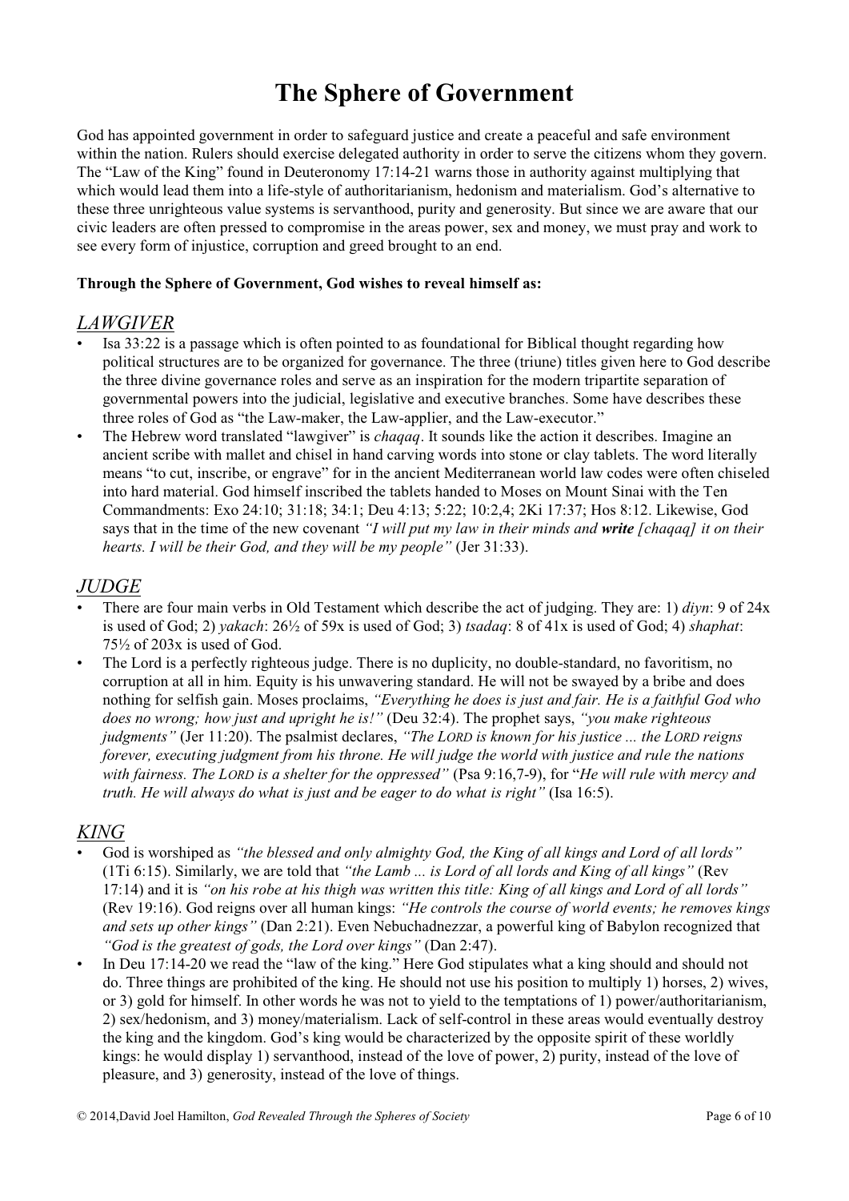# The Sphere of Government

God has appointed government in order to safeguard justice and create a peaceful and safe environment within the nation. Rulers should exercise delegated authority in order to serve the citizens whom they govern. The "Law of the King" found in Deuteronomy 17:14-21 warns those in authority against multiplying that which would lead them into a life-style of authoritarianism, hedonism and materialism. God's alternative to these three unrighteous value systems is servanthood, purity and generosity. But since we are aware that our civic leaders are often pressed to compromise in the areas power, sex and money, we must pray and work to see every form of injustice, corruption and greed brought to an end.

**Through the Sphere of Government, God wishes to reveal himself as:**

## *LAWGIVER*

- Isa 33:22 is a passage which is often pointed to as foundational for Biblical thought regarding how political structures are to be organized for governance. The three (triune) titles given here to God describe the three divine governance roles and serve as an inspiration for the modern tripartite separation of governmental powers into the judicial, legislative and executive branches. Some have describes these three roles of God as "the Law-maker, the Law-applier, and the Law-executor."
- The Hebrew word translated "lawgiver" is *chaqaq*. It sounds like the action it describes. Imagine an ancient scribe with mallet and chisel in hand carving words into stone or clay tablets. The word literally means "to cut, inscribe, or engrave" for in the ancient Mediterranean world law codes were often chiseled into hard material. God himself inscribed the tablets handed to Moses on Mount Sinai with the Ten Commandments: Exo 24:10; 31:18; 34:1; Deu 4:13; 5:22; 10:2,4; 2Ki 17:37; Hos 8:12. Likewise, God says that in the time of the new covenant *"I will put my law in their minds and **write** [chaqaq] it on their hearts. I will be their God, and they will be my people"* (Jer 31:33).

## *JUDGE*

- There are four main verbs in Old Testament which describe the act of judging. They are: 1) *diyn*: 9 of 24x is used of God; 2) *yakach*: 26½ of 59x is used of God; 3) *tsadaq*: 8 of 41x is used of God; 4) *shaphat*: 75½ of 203x is used of God.
- The Lord is a perfectly righteous judge. There is no duplicity, no double-standard, no favoritism, no corruption at all in him. Equity is his unwavering standard. He will not be swayed by a bribe and does nothing for selfish gain. Moses proclaims, *"Everything he does is just and fair. He is a faithful God who does no wrong; how just and upright he is!"* (Deu 32:4). The prophet says, *"you make righteous judgments"* (Jer 11:20). The psalmist declares, *"The LORD is known for his justice ... the LORD reigns forever, executing judgment from his throne. He will judge the world with justice and rule the nations with fairness. The LORD is a shelter for the oppressed"* (Psa 9:16,7-9), for "*He will rule with mercy and truth. He will always do what is just and be eager to do what is right"* (Isa 16:5).

## *KING*

- God is worshiped as *"the blessed and only almighty God, the King of all kings and Lord of all lords"* (1Ti 6:15). Similarly, we are told that *"the Lamb ... is Lord of all lords and King of all kings"* (Rev 17:14) and it is *"on his robe at his thigh was written this title: King of all kings and Lord of all lords"* (Rev 19:16). God reigns over all human kings: *"He controls the course of world events; he removes kings and sets up other kings"* (Dan 2:21). Even Nebuchadnezzar, a powerful king of Babylon recognized that *"God is the greatest of gods, the Lord over kings"* (Dan 2:47).
- In Deu 17:14-20 we read the "law of the king." Here God stipulates what a king should and should not do. Three things are prohibited of the king. He should not use his position to multiply 1) horses, 2) wives, or 3) gold for himself. In other words he was not to yield to the temptations of 1) power/authoritarianism, 2) sex/hedonism, and 3) money/materialism. Lack of self-control in these areas would eventually destroy the king and the kingdom. God's king would be characterized by the opposite spirit of these worldly kings: he would display 1) servanthood, instead of the love of power, 2) purity, instead of the love of pleasure, and 3) generosity, instead of the love of things.

© 2014,David Joel Hamilton, *God Revealed Through the Spheres of Society*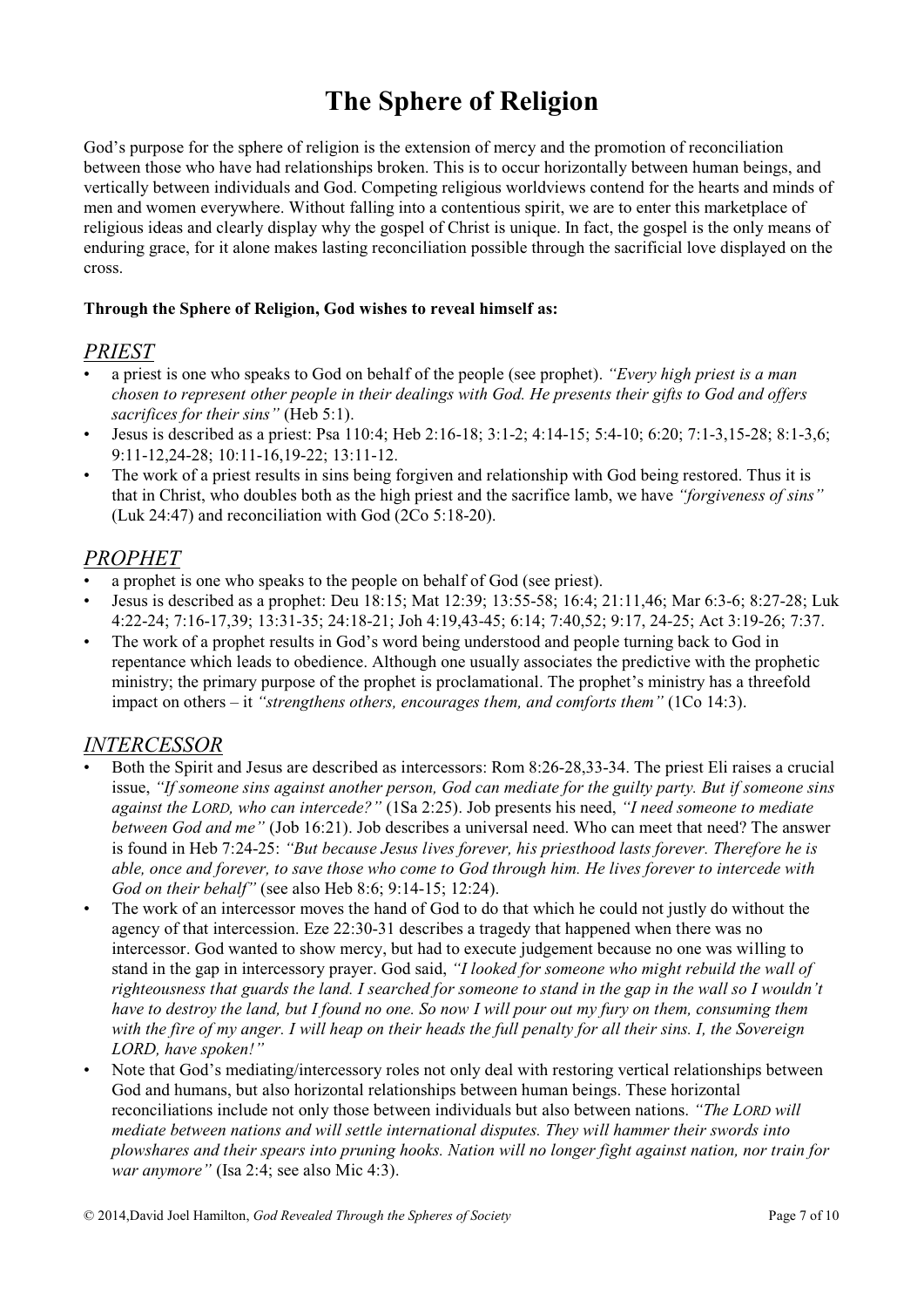# The Sphere of Religion

God's purpose for the sphere of religion is the extension of mercy and the promotion of reconciliation between those who have had relationships broken. This is to occur horizontally between human beings, and vertically between individuals and God. Competing religious worldviews contend for the hearts and minds of men and women everywhere. Without falling into a contentious spirit, we are to enter this marketplace of religious ideas and clearly display why the gospel of Christ is unique. In fact, the gospel is the only means of enduring grace, for it alone makes lasting reconciliation possible through the sacrificial love displayed on the cross.

**Through the Sphere of Religion, God wishes to reveal himself as:**

## *PRIEST*

- a priest is one who speaks to God on behalf of the people (see prophet). *"Every high priest is a man chosen to represent other people in their dealings with God. He presents their gifts to God and offers sacrifices for their sins"* (Heb 5:1).
- Jesus is described as a priest: Psa 110:4; Heb 2:16-18; 3:1-2; 4:14-15; 5:4-10; 6:20; 7:1-3,15-28; 8:1-3,6; 9:11-12,24-28; 10:11-16,19-22; 13:11-12.
- The work of a priest results in sins being forgiven and relationship with God being restored. Thus it is that in Christ, who doubles both as the high priest and the sacrifice lamb, we have *"forgiveness of sins"* (Luk 24:47) and reconciliation with God (2Co 5:18-20).

## *PROPHET*

- a prophet is one who speaks to the people on behalf of God (see priest).
- Jesus is described as a prophet: Deu 18:15; Mat 12:39; 13:55-58; 16:4; 21:11,46; Mar 6:3-6; 8:27-28; Luk 4:22-24; 7:16-17,39; 13:31-35; 24:18-21; Joh 4:19,43-45; 6:14; 7:40,52; 9:17, 24-25; Act 3:19-26; 7:37.
- The work of a prophet results in God's word being understood and people turning back to God in repentance which leads to obedience. Although one usually associates the predictive with the prophetic ministry; the primary purpose of the prophet is proclamational. The prophet's ministry has a threefold impact on others – it *"strengthens others, encourages them, and comforts them"* (1Co 14:3).

## *INTERCESSOR*

- Both the Spirit and Jesus are described as intercessors: Rom 8:26-28,33-34. The priest Eli raises a crucial issue, *"If someone sins against another person, God can mediate for the guilty party. But if someone sins against the LORD, who can intercede?"* (1Sa 2:25). Job presents his need, *"I need someone to mediate between God and me"* (Job 16:21). Job describes a universal need. Who can meet that need? The answer is found in Heb 7:24-25: *"But because Jesus lives forever, his priesthood lasts forever. Therefore he is able, once and forever, to save those who come to God through him. He lives forever to intercede with God on their behalf"* (see also Heb 8:6; 9:14-15; 12:24).
- The work of an intercessor moves the hand of God to do that which he could not justly do without the agency of that intercession. Eze 22:30-31 describes a tragedy that happened when there was no intercessor. God wanted to show mercy, but had to execute judgement because no one was willing to stand in the gap in intercessory prayer. God said, *"I looked for someone who might rebuild the wall of righteousness that guards the land. I searched for someone to stand in the gap in the wall so I wouldn't have to destroy the land, but I found no one. So now I will pour out my fury on them, consuming them with the fire of my anger. I will heap on their heads the full penalty for all their sins. I, the Sovereign LORD, have spoken!"*
- Note that God's mediating/intercessory roles not only deal with restoring vertical relationships between God and humans, but also horizontal relationships between human beings. These horizontal reconciliations include not only those between individuals but also between nations. *"The LORD will mediate between nations and will settle international disputes. They will hammer their swords into plowshares and their spears into pruning hooks. Nation will no longer fight against nation, nor train for war anymore"* (Isa 2:4; see also Mic 4:3).

© 2014,David Joel Hamilton, *God Revealed Through the Spheres of Society*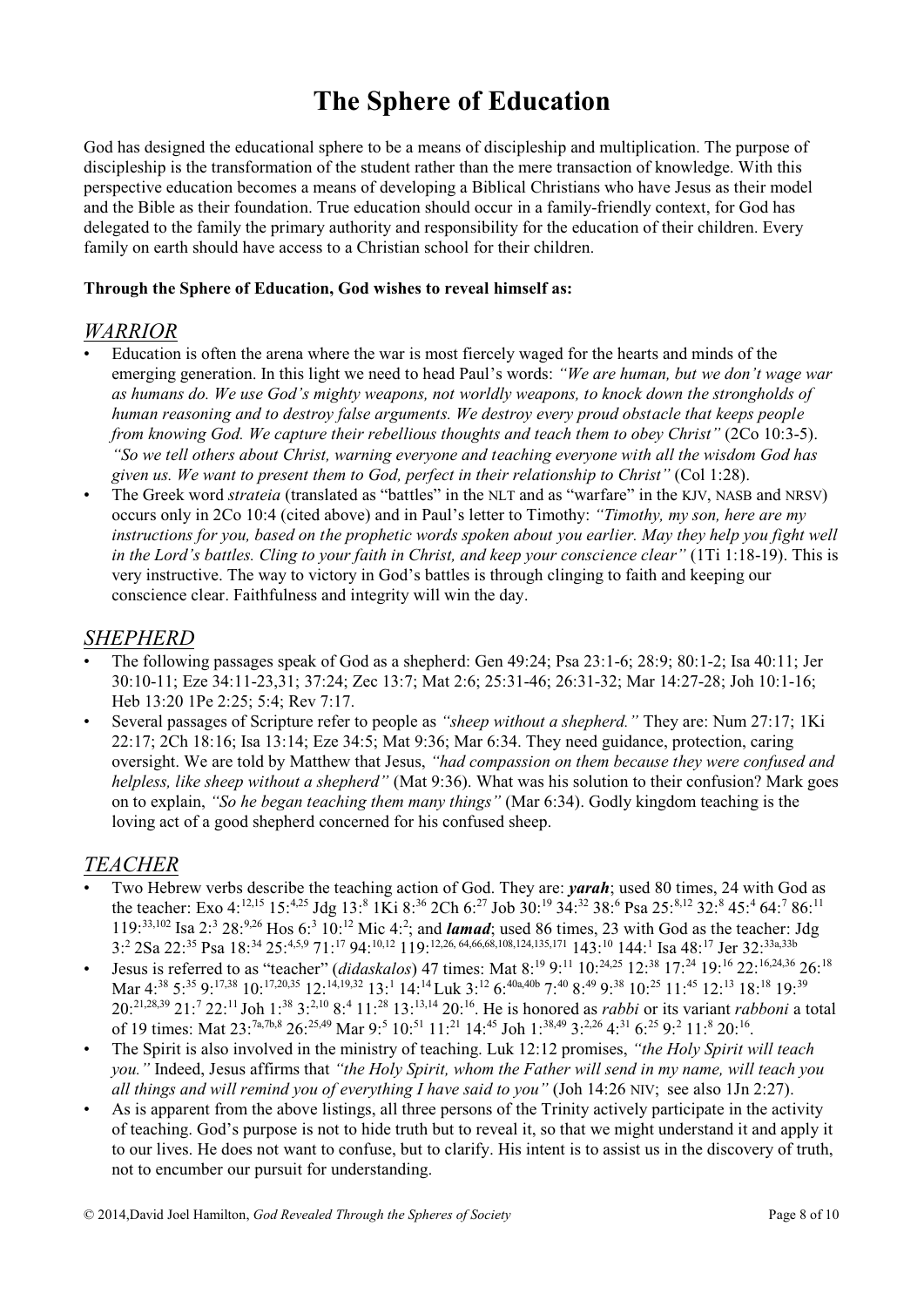# The Sphere of Education

God has designed the educational sphere to be a means of discipleship and multiplication. The purpose of discipleship is the transformation of the student rather than the mere transaction of knowledge. With this perspective education becomes a means of developing a Biblical Christians who have Jesus as their model and the Bible as their foundation. True education should occur in a family-friendly context, for God has delegated to the family the primary authority and responsibility for the education of their children. Every family on earth should have access to a Christian school for their children.

**Through the Sphere of Education, God wishes to reveal himself as:**

## *WARRIOR*

- Education is often the arena where the war is most fiercely waged for the hearts and minds of the emerging generation. In this light we need to head Paul's words: *"We are human, but we don't wage war as humans do. We use God's mighty weapons, not worldly weapons, to knock down the strongholds of human reasoning and to destroy false arguments. We destroy every proud obstacle that keeps people from knowing God. We capture their rebellious thoughts and teach them to obey Christ"* (2Co 10:3-5). *"So we tell others about Christ, warning everyone and teaching everyone with all the wisdom God has given us. We want to present them to God, perfect in their relationship to Christ"* (Col 1:28).
- The Greek word *strateia* (translated as "battles" in the NLT and as "warfare" in the KJV, NASB and NRSV) occurs only in 2Co 10:4 (cited above) and in Paul's letter to Timothy: *"Timothy, my son, here are my instructions for you, based on the prophetic words spoken about you earlier. May they help you fight well in the Lord's battles. Cling to your faith in Christ, and keep your conscience clear"* (1Ti 1:18-19). This is very instructive. The way to victory in God's battles is through clinging to faith and keeping our conscience clear. Faithfulness and integrity will win the day.

## *SHEPHERD*

- The following passages speak of God as a shepherd: Gen 49:24; Psa 23:1-6; 28:9; 80:1-2; Isa 40:11; Jer 30:10-11; Eze 34:11-23,31; 37:24; Zec 13:7; Mat 2:6; 25:31-46; 26:31-32; Mar 14:27-28; Joh 10:1-16; Heb 13:20 1Pe 2:25; 5:4; Rev 7:17.
- Several passages of Scripture refer to people as *"sheep without a shepherd."* They are: Num 27:17; 1Ki 22:17; 2Ch 18:16; Isa 13:14; Eze 34:5; Mat 9:36; Mar 6:34. They need guidance, protection, caring oversight. We are told by Matthew that Jesus, *"had compassion on them because they were confused and helpless, like sheep without a shepherd"* (Mat 9:36). What was his solution to their confusion? Mark goes on to explain, *"So he began teaching them many things"* (Mar 6:34). Godly kingdom teaching is the loving act of a good shepherd concerned for his confused sheep.

## *TEACHER*

- Two Hebrew verbs describe the teaching action of God. They are: ***yarah***; used 80 times, 24 with God as the teacher: Exo 4:12,15 15:4,25 Jdg 13:8 1Ki 8:36 2Ch 6:27 Job 30:19 34:32 38:6 Psa 25:8,12 32:8 45:4 64:7 86:11 119:33,102 Isa 2:3 28:9,26 Hos 6:3 10:12 Mic 4:2; and ***lamad***; used 86 times, 23 with God as the teacher: Jdg 3:2 2Sa 22:35 Psa 18:34 25:4,5,9 71:17 94:10,12 119:12,26, 64,66,68,108,124,135,171 143:10 144:1 Isa 48:17 Jer 32:33a,33b
- Jesus is referred to as "teacher" (*didaskalos*) 47 times: Mat 8:19 9:11 10:24,25 12:38 17:24 19:16 22:16,24,36 26:18 Mar 4:38 5:35 9:17,38 10:17,20,35 12:14,19,32 13:1 14:14 Luk 3:12 6:40a,40b 7:40 8:49 9:38 10:25 11:45 12:13 18:18 19:39 20:21,28,39 21:7 22:11 Joh 1:38 3:2,10 8:4 11:28 13:13,14 20:16. He is honored as *rabbi* or its variant *rabboni* a total of 19 times: Mat 23:7a,7b,8 26:25,49 Mar 9:5 10:51 11:21 14:45 Joh 1:38,49 3:2,26 4:31 6:25 9:2 11:8 20:16.
- The Spirit is also involved in the ministry of teaching. Luk 12:12 promises, *"the Holy Spirit will teach you."* Indeed, Jesus affirms that *"the Holy Spirit, whom the Father will send in my name, will teach you all things and will remind you of everything I have said to you"* (Joh 14:26 NIV; see also 1Jn 2:27).
- As is apparent from the above listings, all three persons of the Trinity actively participate in the activity of teaching. God's purpose is not to hide truth but to reveal it, so that we might understand it and apply it to our lives. He does not want to confuse, but to clarify. His intent is to assist us in the discovery of truth, not to encumber our pursuit for understanding.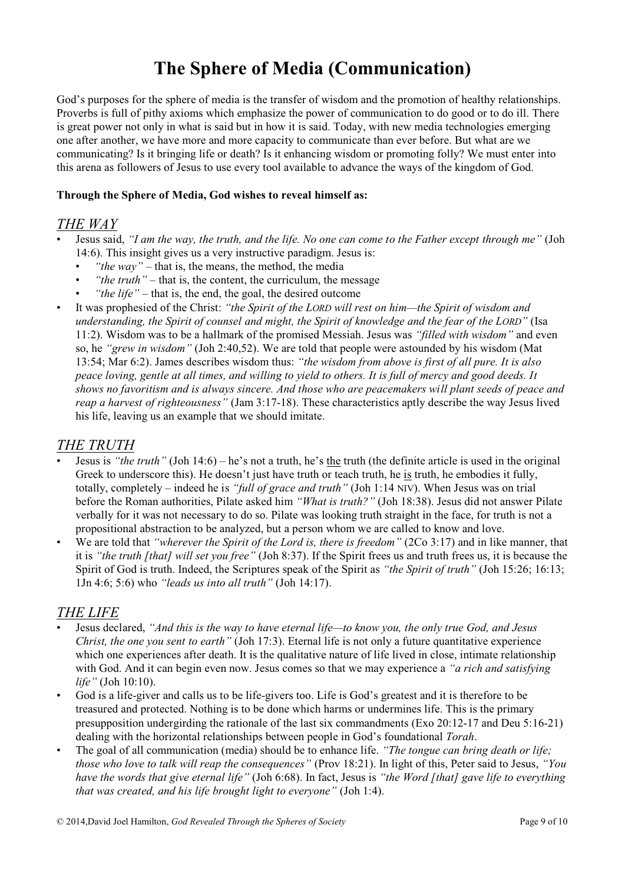# The Sphere of Media (Communication)

God's purposes for the sphere of media is the transfer of wisdom and the promotion of healthy relationships. Proverbs is full of pithy axioms which emphasize the power of communication to do good or to do ill. There is great power not only in what is said but in how it is said. Today, with new media technologies emerging one after another, we have more and more capacity to communicate than ever before. But what are we communicating? Is it bringing life or death? Is it enhancing wisdom or promoting folly? We must enter into this arena as followers of Jesus to use every tool available to advance the ways of the kingdom of God.

**Through the Sphere of Media, God wishes to reveal himself as:**

## *THE WAY*

- Jesus said, *"I am the way, the truth, and the life. No one can come to the Father except through me"* (Joh 14:6). This insight gives us a very instructive paradigm. Jesus is:
  - *"the way"* – that is, the means, the method, the media
  - *"the truth"* – that is, the content, the curriculum, the message
  - *"the life"* – that is, the end, the goal, the desired outcome
- It was prophesied of the Christ: *"the Spirit of the LORD will rest on him—the Spirit of wisdom and understanding, the Spirit of counsel and might, the Spirit of knowledge and the fear of the LORD"* (Isa 11:2). Wisdom was to be a hallmark of the promised Messiah. Jesus was *"filled with wisdom"* and even so, he *"grew in wisdom"* (Joh 2:40,52). We are told that people were astounded by his wisdom (Mat 13:54; Mar 6:2). James describes wisdom thus: *"the wisdom from above is first of all pure. It is also peace loving, gentle at all times, and willing to yield to others. It is full of mercy and good deeds. It shows no favoritism and is always sincere. And those who are peacemakers will plant seeds of peace and reap a harvest of righteousness"* (Jam 3:17-18). These characteristics aptly describe the way Jesus lived his life, leaving us an example that we should imitate.

## *THE TRUTH*

- Jesus is *"the truth"* (Joh 14:6) – he's not a truth, he's <u>the</u> truth (the definite article is used in the original Greek to underscore this). He doesn't just have truth or teach truth, he <u>is</u> truth, he embodies it fully, totally, completely – indeed he is *"full of grace and truth"* (Joh 1:14 NIV). When Jesus was on trial before the Roman authorities, Pilate asked him *"What is truth?"* (Joh 18:38). Jesus did not answer Pilate verbally for it was not necessary to do so. Pilate was looking truth straight in the face, for truth is not a propositional abstraction to be analyzed, but a person whom we are called to know and love.
- We are told that *"wherever the Spirit of the Lord is, there is freedom"* (2Co 3:17) and in like manner, that it is *"the truth [that] will set you free"* (Joh 8:37). If the Spirit frees us and truth frees us, it is because the Spirit of God is truth. Indeed, the Scriptures speak of the Spirit as *"the Spirit of truth"* (Joh 15:26; 16:13; 1Jn 4:6; 5:6) who *"leads us into all truth"* (Joh 14:17).

## *THE LIFE*

- Jesus declared, *"And this is the way to have eternal life—to know you, the only true God, and Jesus Christ, the one you sent to earth"* (Joh 17:3). Eternal life is not only a future quantitative experience which one experiences after death. It is the qualitative nature of life lived in close, intimate relationship with God. And it can begin even now. Jesus comes so that we may experience a *"a rich and satisfying life"* (Joh 10:10).
- God is a life-giver and calls us to be life-givers too. Life is God's greatest and it is therefore to be treasured and protected. Nothing is to be done which harms or undermines life. This is the primary presupposition undergirding the rationale of the last six commandments (Exo 20:12-17 and Deu 5:16-21) dealing with the horizontal relationships between people in God's foundational *Torah*.
- The goal of all communication (media) should be to enhance life. *"The tongue can bring death or life; those who love to talk will reap the consequences"* (Prov 18:21). In light of this, Peter said to Jesus, *"You have the words that give eternal life"* (Joh 6:68). In fact, Jesus is *"the Word [that] gave life to everything that was created, and his life brought light to everyone"* (Joh 1:4).

© 2014,David Joel Hamilton, *God Revealed Through the Spheres of Society*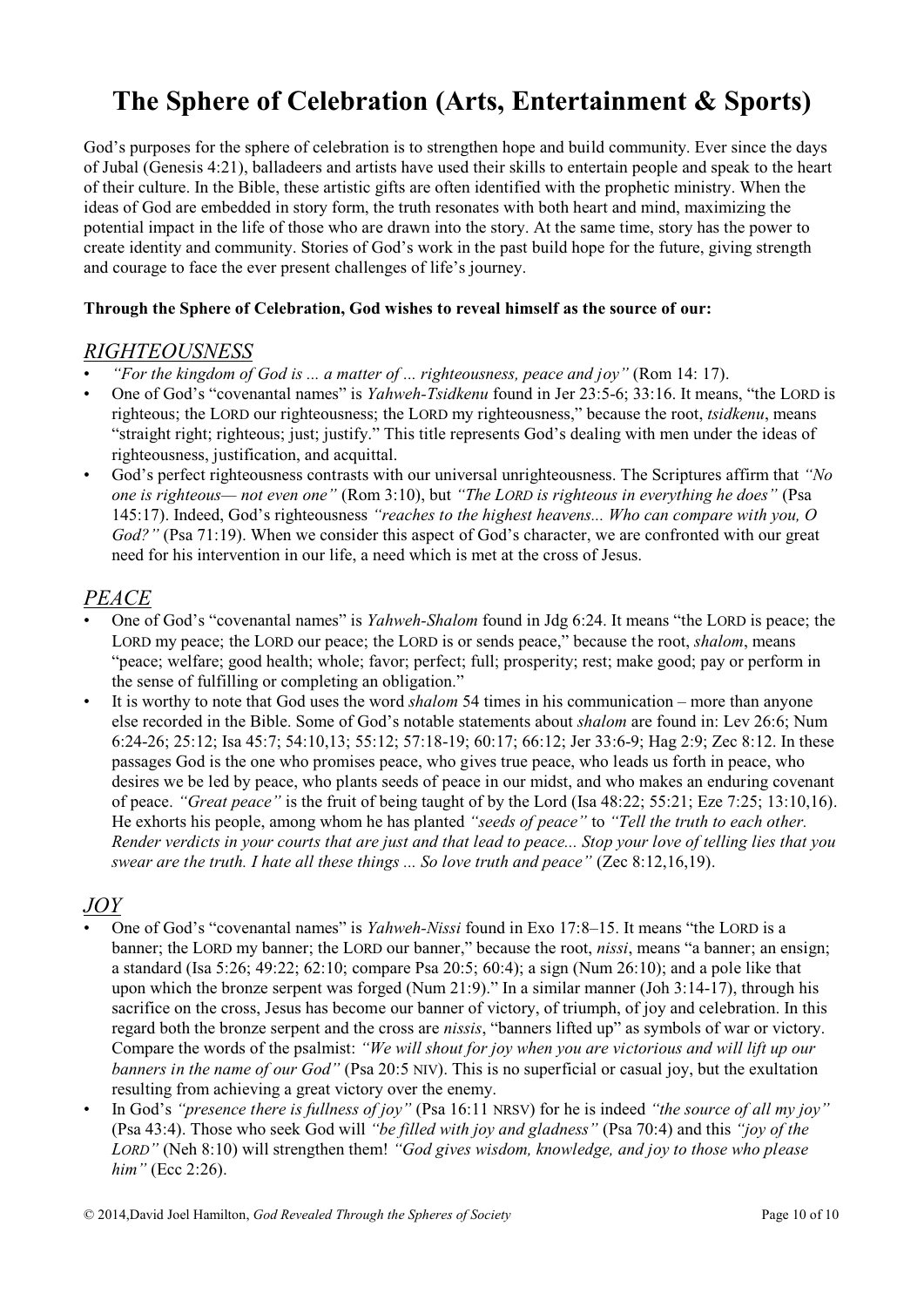# The Sphere of Celebration (Arts, Entertainment & Sports)

God's purposes for the sphere of celebration is to strengthen hope and build community. Ever since the days of Jubal (Genesis 4:21), balladeers and artists have used their skills to entertain people and speak to the heart of their culture. In the Bible, these artistic gifts are often identified with the prophetic ministry. When the ideas of God are embedded in story form, the truth resonates with both heart and mind, maximizing the potential impact in the life of those who are drawn into the story. At the same time, story has the power to create identity and community. Stories of God's work in the past build hope for the future, giving strength and courage to face the ever present challenges of life's journey.

**Through the Sphere of Celebration, God wishes to reveal himself as the source of our:**

## *RIGHTEOUSNESS*

- *"For the kingdom of God is ... a matter of ... righteousness, peace and joy"* (Rom 14: 17).
- One of God's "covenantal names" is *Yahweh-Tsidkenu* found in Jer 23:5-6; 33:16. It means, "the LORD is righteous; the LORD our righteousness; the LORD my righteousness," because the root, *tsidkenu*, means "straight right; righteous; just; justify." This title represents God's dealing with men under the ideas of righteousness, justification, and acquittal.
- God's perfect righteousness contrasts with our universal unrighteousness. The Scriptures affirm that *"No one is righteous— not even one"* (Rom 3:10), but *"The LORD is righteous in everything he does"* (Psa 145:17). Indeed, God's righteousness *"reaches to the highest heavens... Who can compare with you, O God?"* (Psa 71:19). When we consider this aspect of God's character, we are confronted with our great need for his intervention in our life, a need which is met at the cross of Jesus.

## *PEACE*

- One of God's "covenantal names" is *Yahweh-Shalom* found in Jdg 6:24. It means "the LORD is peace; the LORD my peace; the LORD our peace; the LORD is or sends peace," because the root, *shalom*, means "peace; welfare; good health; whole; favor; perfect; full; prosperity; rest; make good; pay or perform in the sense of fulfilling or completing an obligation."
- It is worthy to note that God uses the word *shalom* 54 times in his communication – more than anyone else recorded in the Bible. Some of God's notable statements about *shalom* are found in: Lev 26:6; Num 6:24-26; 25:12; Isa 45:7; 54:10,13; 55:12; 57:18-19; 60:17; 66:12; Jer 33:6-9; Hag 2:9; Zec 8:12. In these passages God is the one who promises peace, who gives true peace, who leads us forth in peace, who desires we be led by peace, who plants seeds of peace in our midst, and who makes an enduring covenant of peace. *"Great peace"* is the fruit of being taught of by the Lord (Isa 48:22; 55:21; Eze 7:25; 13:10,16). He exhorts his people, among whom he has planted *"seeds of peace"* to *"Tell the truth to each other. Render verdicts in your courts that are just and that lead to peace... Stop your love of telling lies that you swear are the truth. I hate all these things ... So love truth and peace"* (Zec 8:12,16,19).

## *JOY*

- One of God's "covenantal names" is *Yahweh-Nissi* found in Exo 17:8–15. It means "the LORD is a banner; the LORD my banner; the LORD our banner," because the root, *nissi*, means "a banner; an ensign; a standard (Isa 5:26; 49:22; 62:10; compare Psa 20:5; 60:4); a sign (Num 26:10); and a pole like that upon which the bronze serpent was forged (Num 21:9)." In a similar manner (Joh 3:14-17), through his sacrifice on the cross, Jesus has become our banner of victory, of triumph, of joy and celebration. In this regard both the bronze serpent and the cross are *nissis*, "banners lifted up" as symbols of war or victory. Compare the words of the psalmist: *"We will shout for joy when you are victorious and will lift up our banners in the name of our God"* (Psa 20:5 NIV). This is no superficial or casual joy, but the exultation resulting from achieving a great victory over the enemy.
- In God's *"presence there is fullness of joy"* (Psa 16:11 NRSV) for he is indeed *"the source of all my joy"* (Psa 43:4). Those who seek God will *"be filled with joy and gladness"* (Psa 70:4) and this *"joy of the LORD"* (Neh 8:10) will strengthen them! *"God gives wisdom, knowledge, and joy to those who please him"* (Ecc 2:26).

© 2014,David Joel Hamilton, *God Revealed Through the Spheres of Society*